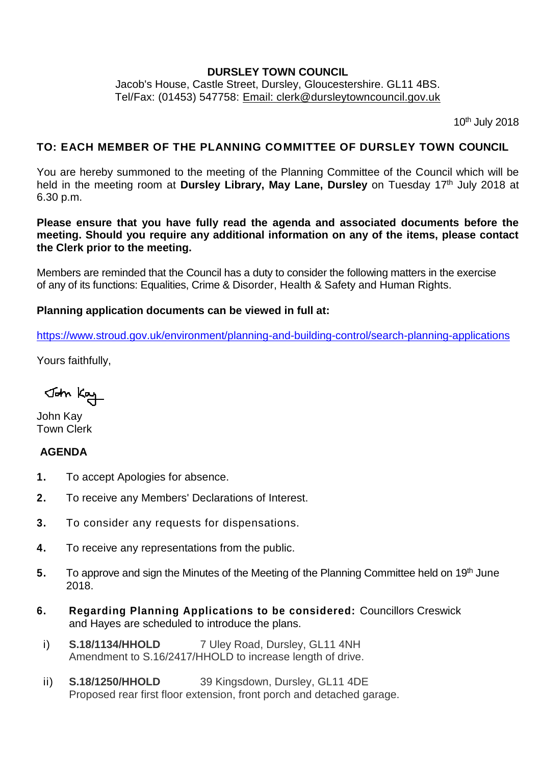# DURSLEY TOWN COUNCIL

Jacob's House, Castle Street, Dursley, Gloucestershire. GL11 4BS.
Tel/Fax: (01453) 547758: Email: clerk@dursleytowncouncil.gov.uk

10th July 2018

## TO: EACH MEMBER OF THE PLANNING COMMITTEE OF DURSLEY TOWN COUNCIL

You are hereby summoned to the meeting of the Planning Committee of the Council which will be held in the meeting room at **Dursley Library, May Lane, Dursley** on Tuesday 17th July 2018 at 6.30 p.m.

**Please ensure that you have fully read the agenda and associated documents before the meeting. Should you require any additional information on any of the items, please contact the Clerk prior to the meeting.**

Members are reminded that the Council has a duty to consider the following matters in the exercise of any of its functions: Equalities, Crime & Disorder, Health & Safety and Human Rights.

**Planning application documents can be viewed in full at:**

https://www.stroud.gov.uk/environment/planning-and-building-control/search-planning-applications

Yours faithfully,

John Kay

John Kay
Town Clerk

## AGENDA

1. To accept Apologies for absence.
2. To receive any Members' Declarations of Interest.
3. To consider any requests for dispensations.
4. To receive any representations from the public.
5. To approve and sign the Minutes of the Meeting of the Planning Committee held on 19th June 2018.
6. **Regarding Planning Applications to be considered:** Councillors Creswick and Hayes are scheduled to introduce the plans.
   - i) **S.18/1134/HHOLD** 7 Uley Road, Dursley, GL11 4NH
     Amendment to S.16/2417/HHOLD to increase length of drive.
   - ii) **S.18/1250/HHOLD** 39 Kingsdown, Dursley, GL11 4DE
     Proposed rear first floor extension, front porch and detached garage.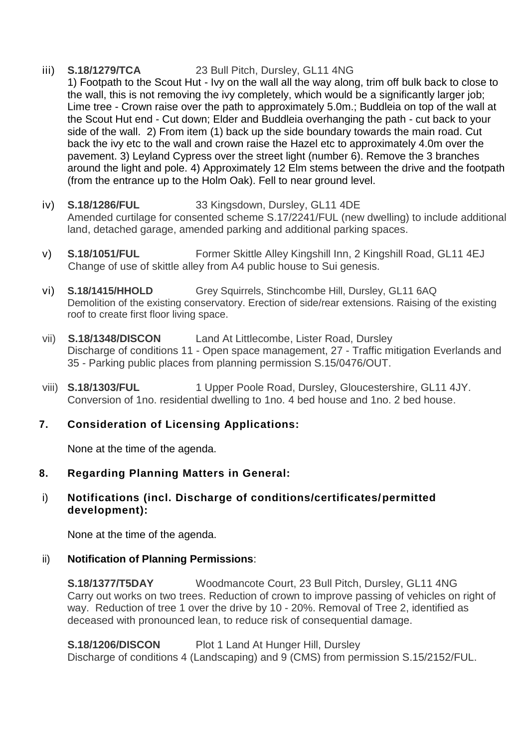iii) **S.18/1279/TCA** 23 Bull Pitch, Dursley, GL11 4NG
1) Footpath to the Scout Hut - Ivy on the wall all the way along, trim off bulk back to close to the wall, this is not removing the ivy completely, which would be a significantly larger job; Lime tree - Crown raise over the path to approximately 5.0m.; Buddleia on top of the wall at the Scout Hut end - Cut down; Elder and Buddleia overhanging the path - cut back to your side of the wall. 2) From item (1) back up the side boundary towards the main road. Cut back the ivy etc to the wall and crown raise the Hazel etc to approximately 4.0m over the pavement. 3) Leyland Cypress over the street light (number 6). Remove the 3 branches around the light and pole. 4) Approximately 12 Elm stems between the drive and the footpath (from the entrance up to the Holm Oak). Fell to near ground level.

iv) **S.18/1286/FUL** 33 Kingsdown, Dursley, GL11 4DE
Amended curtilage for consented scheme S.17/2241/FUL (new dwelling) to include additional land, detached garage, amended parking and additional parking spaces.

v) **S.18/1051/FUL** Former Skittle Alley Kingshill Inn, 2 Kingshill Road, GL11 4EJ
Change of use of skittle alley from A4 public house to Sui genesis.

vi) **S.18/1415/HHOLD** Grey Squirrels, Stinchcombe Hill, Dursley, GL11 6AQ
Demolition of the existing conservatory. Erection of side/rear extensions. Raising of the existing roof to create first floor living space.

vii) **S.18/1348/DISCON** Land At Littlecombe, Lister Road, Dursley
Discharge of conditions 11 - Open space management, 27 - Traffic mitigation Everlands and 35 - Parking public places from planning permission S.15/0476/OUT.

viii) **S.18/1303/FUL** 1 Upper Poole Road, Dursley, Gloucestershire, GL11 4JY.
Conversion of 1no. residential dwelling to 1no. 4 bed house and 1no. 2 bed house.

## 7. Consideration of Licensing Applications:

None at the time of the agenda.

## 8. Regarding Planning Matters in General:

### i) Notifications (incl. Discharge of conditions/certificates/permitted development):

None at the time of the agenda.

### ii) Notification of Planning Permissions:

**S.18/1377/T5DAY** Woodmancote Court, 23 Bull Pitch, Dursley, GL11 4NG
Carry out works on two trees. Reduction of crown to improve passing of vehicles on right of way. Reduction of tree 1 over the drive by 10 - 20%. Removal of Tree 2, identified as deceased with pronounced lean, to reduce risk of consequential damage.

**S.18/1206/DISCON** Plot 1 Land At Hunger Hill, Dursley
Discharge of conditions 4 (Landscaping) and 9 (CMS) from permission S.15/2152/FUL.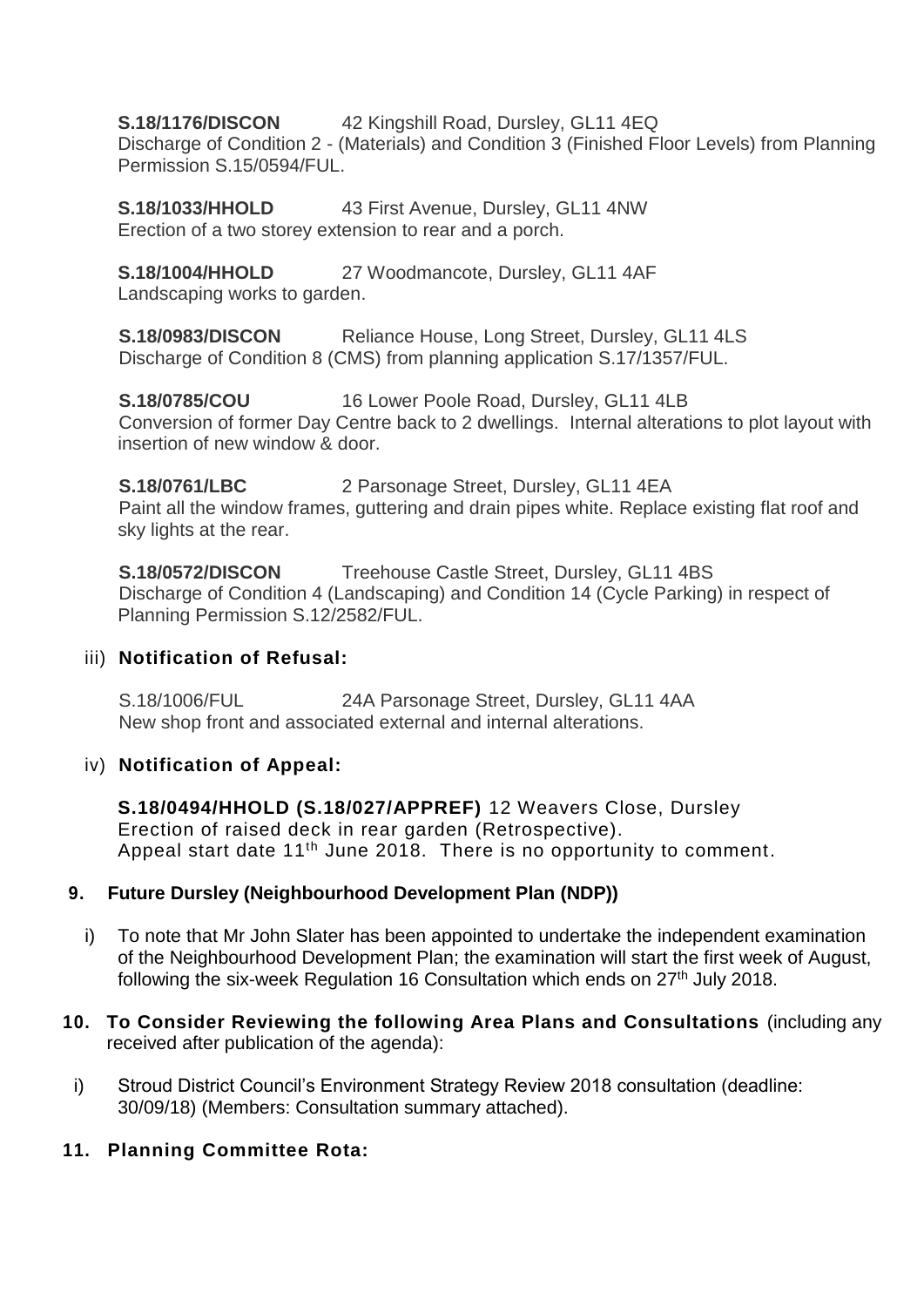**S.18/1176/DISCON** 42 Kingshill Road, Dursley, GL11 4EQ
Discharge of Condition 2 - (Materials) and Condition 3 (Finished Floor Levels) from Planning Permission S.15/0594/FUL.

**S.18/1033/HHOLD** 43 First Avenue, Dursley, GL11 4NW
Erection of a two storey extension to rear and a porch.

**S.18/1004/HHOLD** 27 Woodmancote, Dursley, GL11 4AF
Landscaping works to garden.

**S.18/0983/DISCON** Reliance House, Long Street, Dursley, GL11 4LS
Discharge of Condition 8 (CMS) from planning application S.17/1357/FUL.

**S.18/0785/COU** 16 Lower Poole Road, Dursley, GL11 4LB
Conversion of former Day Centre back to 2 dwellings. Internal alterations to plot layout with insertion of new window & door.

**S.18/0761/LBC** 2 Parsonage Street, Dursley, GL11 4EA
Paint all the window frames, guttering and drain pipes white. Replace existing flat roof and sky lights at the rear.

**S.18/0572/DISCON** Treehouse Castle Street, Dursley, GL11 4BS
Discharge of Condition 4 (Landscaping) and Condition 14 (Cycle Parking) in respect of Planning Permission S.12/2582/FUL.

iii) **Notification of Refusal:**

S.18/1006/FUL 24A Parsonage Street, Dursley, GL11 4AA
New shop front and associated external and internal alterations.

iv) **Notification of Appeal:**

**S.18/0494/HHOLD (S.18/027/APPREF)** 12 Weavers Close, Dursley
Erection of raised deck in rear garden (Retrospective).
Appeal start date 11th June 2018. There is no opportunity to comment.

**9. Future Dursley (Neighbourhood Development Plan (NDP))**

i) To note that Mr John Slater has been appointed to undertake the independent examination of the Neighbourhood Development Plan; the examination will start the first week of August, following the six-week Regulation 16 Consultation which ends on 27th July 2018.

**10. To Consider Reviewing the following Area Plans and Consultations** (including any received after publication of the agenda):

i) Stroud District Council's Environment Strategy Review 2018 consultation (deadline: 30/09/18) (Members: Consultation summary attached).

**11. Planning Committee Rota:**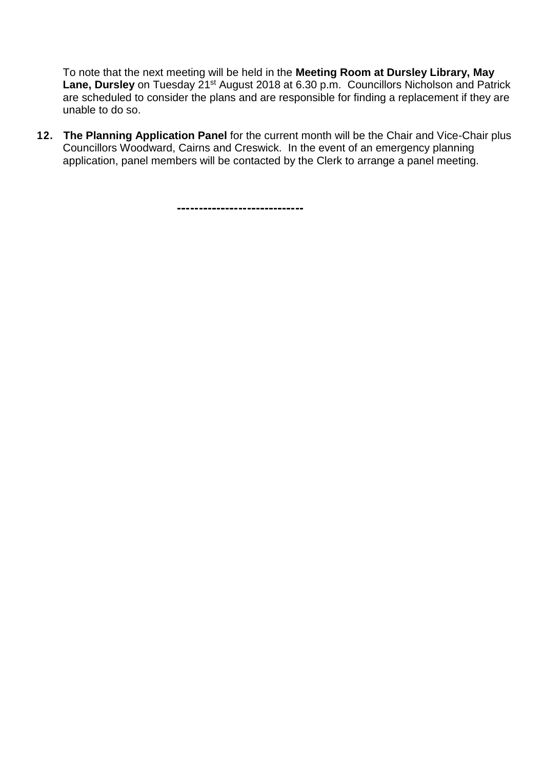To note that the next meeting will be held in the **Meeting Room at Dursley Library, May Lane, Dursley** on Tuesday 21st August 2018 at 6.30 p.m. Councillors Nicholson and Patrick are scheduled to consider the plans and are responsible for finding a replacement if they are unable to do so.

**12. The Planning Application Panel** for the current month will be the Chair and Vice-Chair plus Councillors Woodward, Cairns and Creswick. In the event of an emergency planning application, panel members will be contacted by the Clerk to arrange a panel meeting.

-----------------------------